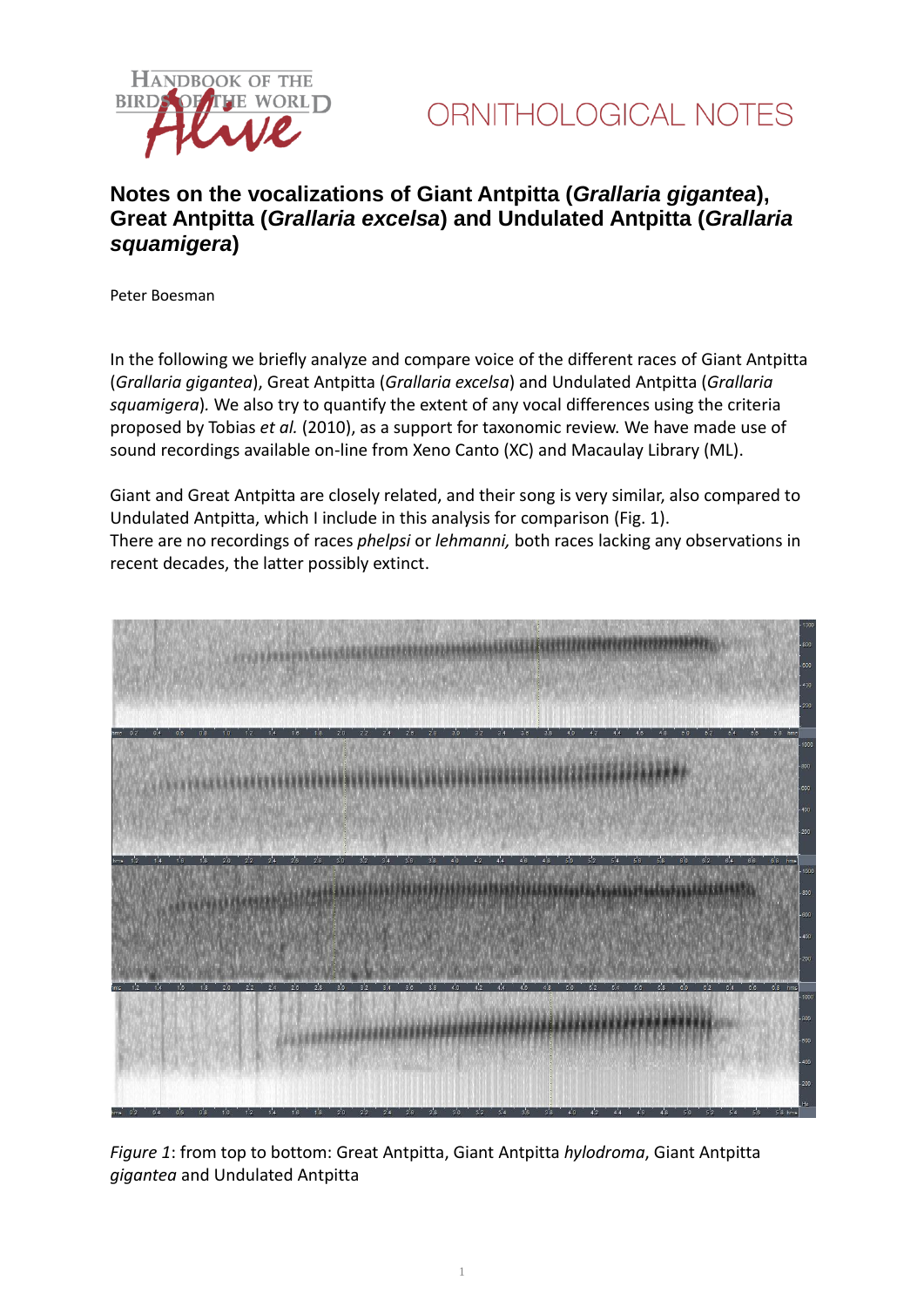ORNITHOLOGICAL NOTES

# Notes on the vocalizations of Giant Antpitta (*Grallaria gigantea*), Great Antpitta (*Grallaria excelsa*) and Undulated Antpitta (*Grallaria squamigera*)

Peter Boesman

In the following we briefly analyze and compare voice of the different races of Giant Antpitta (*Grallaria gigantea*), Great Antpitta (*Grallaria excelsa*) and Undulated Antpitta (*Grallaria squamigera*). We also try to quantify the extent of any vocal differences using the criteria proposed by Tobias *et al.* (2010), as a support for taxonomic review. We have made use of sound recordings available on-line from Xeno Canto (XC) and Macaulay Library (ML).

Giant and Great Antpitta are closely related, and their song is very similar, also compared to Undulated Antpitta, which I include in this analysis for comparison (Fig. 1).
There are no recordings of races *phelpsi* or *lehmanni,* both races lacking any observations in recent decades, the latter possibly extinct.

*Figure 1*: from top to bottom: Great Antpitta, Giant Antpitta *hylodroma*, Giant Antpitta *gigantea* and Undulated Antpitta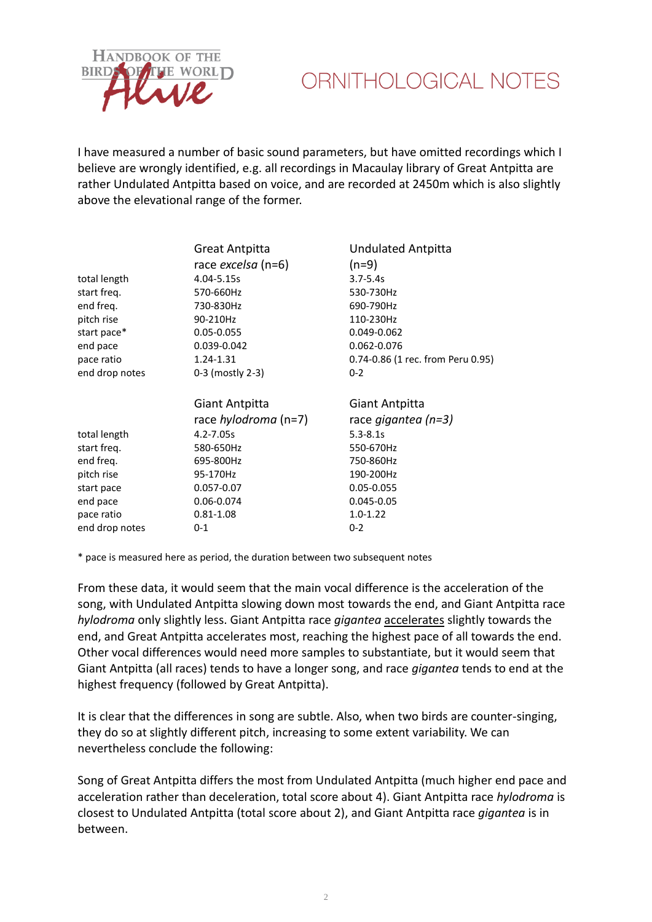I have measured a number of basic sound parameters, but have omitted recordings which I believe are wrongly identified, e.g. all recordings in Macaulay library of Great Antpitta are rather Undulated Antpitta based on voice, and are recorded at 2450m which is also slightly above the elevational range of the former.

| | Great Antpitta race *excelsa* (n=6) | Undulated Antpitta (n=9) |
|---|---|---|
| total length | 4.04-5.15s | 3.7-5.4s |
| start freq. | 570-660Hz | 530-730Hz |
| end freq. | 730-830Hz | 690-790Hz |
| pitch rise | 90-210Hz | 110-230Hz |
| start pace* | 0.05-0.055 | 0.049-0.062 |
| end pace | 0.039-0.042 | 0.062-0.076 |
| pace ratio | 1.24-1.31 | 0.74-0.86 (1 rec. from Peru 0.95) |
| end drop notes | 0-3 (mostly 2-3) | 0-2 |

| | Giant Antpitta race *hylodroma* (n=7) | Giant Antpitta race *gigantea (n=3)* |
|---|---|---|
| total length | 4.2-7.05s | 5.3-8.1s |
| start freq. | 580-650Hz | 550-670Hz |
| end freq. | 695-800Hz | 750-860Hz |
| pitch rise | 95-170Hz | 190-200Hz |
| start pace | 0.057-0.07 | 0.05-0.055 |
| end pace | 0.06-0.074 | 0.045-0.05 |
| pace ratio | 0.81-1.08 | 1.0-1.22 |
| end drop notes | 0-1 | 0-2 |

\* pace is measured here as period, the duration between two subsequent notes

From these data, it would seem that the main vocal difference is the acceleration of the song, with Undulated Antpitta slowing down most towards the end, and Giant Antpitta race *hylodroma* only slightly less. Giant Antpitta race *gigantea* accelerates slightly towards the end, and Great Antpitta accelerates most, reaching the highest pace of all towards the end. Other vocal differences would need more samples to substantiate, but it would seem that Giant Antpitta (all races) tends to have a longer song, and race *gigantea* tends to end at the highest frequency (followed by Great Antpitta).

It is clear that the differences in song are subtle. Also, when two birds are counter-singing, they do so at slightly different pitch, increasing to some extent variability. We can nevertheless conclude the following:

Song of Great Antpitta differs the most from Undulated Antpitta (much higher end pace and acceleration rather than deceleration, total score about 4). Giant Antpitta race *hylodroma* is closest to Undulated Antpitta (total score about 2), and Giant Antpitta race *gigantea* is in between.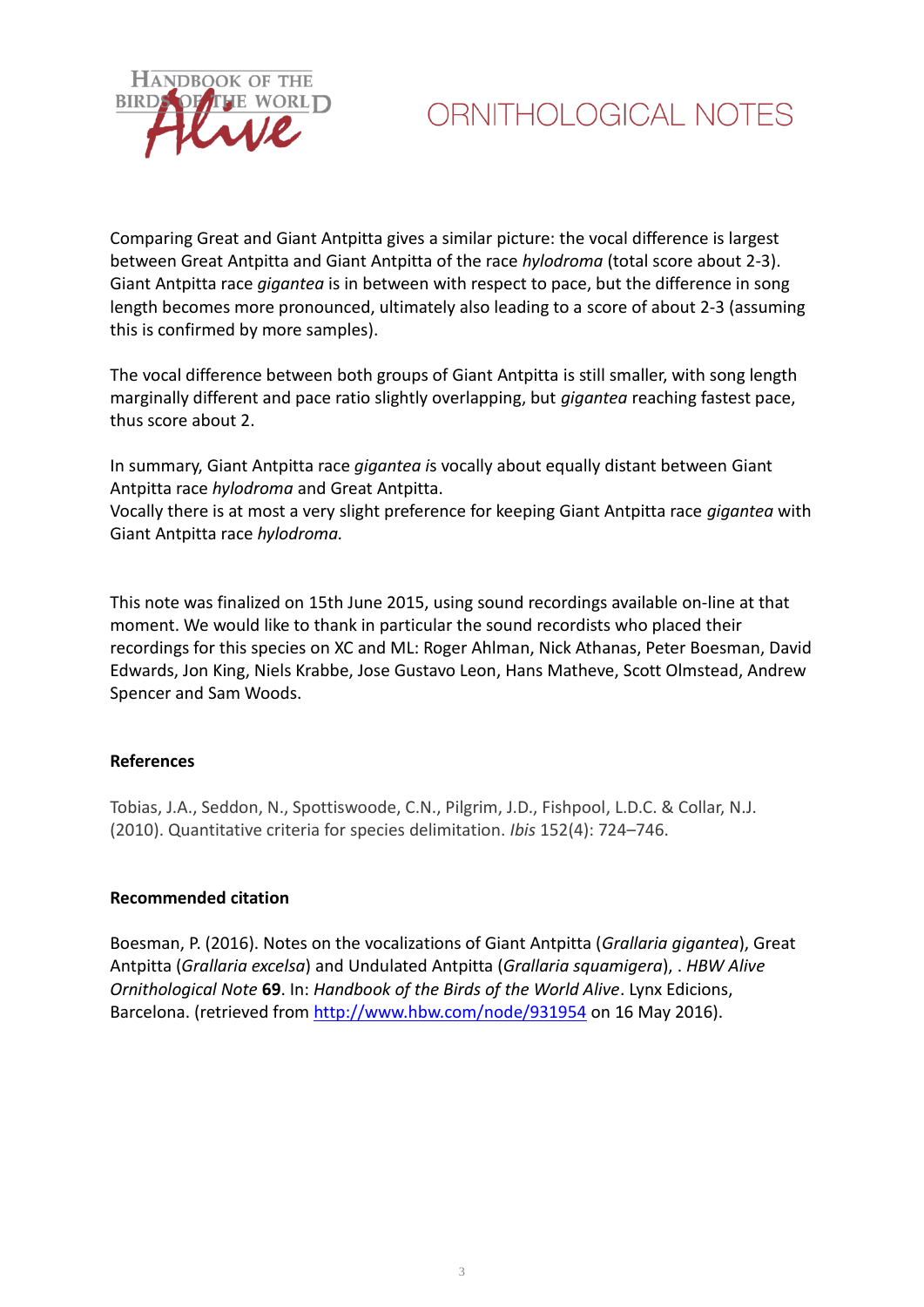Comparing Great and Giant Antpitta gives a similar picture: the vocal difference is largest between Great Antpitta and Giant Antpitta of the race *hylodroma* (total score about 2-3). Giant Antpitta race *gigantea* is in between with respect to pace, but the difference in song length becomes more pronounced, ultimately also leading to a score of about 2-3 (assuming this is confirmed by more samples).

The vocal difference between both groups of Giant Antpitta is still smaller, with song length marginally different and pace ratio slightly overlapping, but *gigantea* reaching fastest pace, thus score about 2.

In summary, Giant Antpitta race *gigantea i*s vocally about equally distant between Giant Antpitta race *hylodroma* and Great Antpitta.
Vocally there is at most a very slight preference for keeping Giant Antpitta race *gigantea* with Giant Antpitta race *hylodroma.*

This note was finalized on 15th June 2015, using sound recordings available on-line at that moment. We would like to thank in particular the sound recordists who placed their recordings for this species on XC and ML: Roger Ahlman, Nick Athanas, Peter Boesman, David Edwards, Jon King, Niels Krabbe, Jose Gustavo Leon, Hans Matheve, Scott Olmstead, Andrew Spencer and Sam Woods.

**References**

Tobias, J.A., Seddon, N., Spottiswoode, C.N., Pilgrim, J.D., Fishpool, L.D.C. & Collar, N.J. (2010). Quantitative criteria for species delimitation. *Ibis* 152(4): 724–746.

**Recommended citation**

Boesman, P. (2016). Notes on the vocalizations of Giant Antpitta (*Grallaria gigantea*), Great Antpitta (*Grallaria excelsa*) and Undulated Antpitta (*Grallaria squamigera*), . *HBW Alive Ornithological Note* **69**. In: *Handbook of the Birds of the World Alive*. Lynx Edicions, Barcelona. (retrieved from http://www.hbw.com/node/931954 on 16 May 2016).